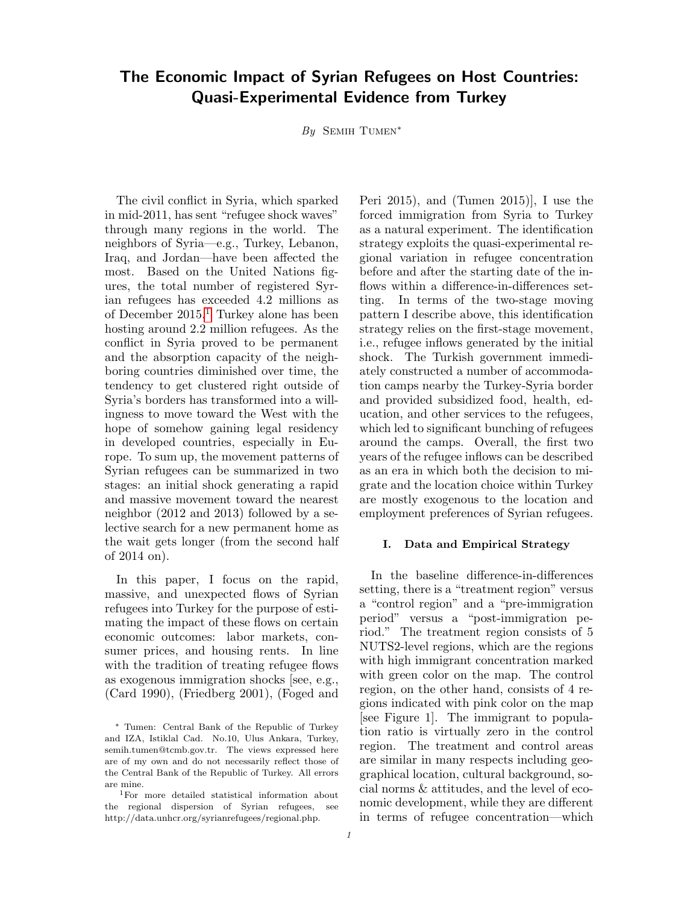# The Economic Impact of Syrian Refugees on Host Countries: Quasi-Experimental Evidence from Turkey

*By* Semih Tumen*

The civil conflict in Syria, which sparked in mid-2011, has sent "refugee shock waves" through many regions in the world. The neighbors of Syria—e.g., Turkey, Lebanon, Iraq, and Jordan—have been affected the most. Based on the United Nations figures, the total number of registered Syrian refugees has exceeded 4.2 millions as of December 2015.[1] Turkey alone has been hosting around 2.2 million refugees. As the conflict in Syria proved to be permanent and the absorption capacity of the neighboring countries diminished over time, the tendency to get clustered right outside of Syria's borders has transformed into a willingness to move toward the West with the hope of somehow gaining legal residency in developed countries, especially in Europe. To sum up, the movement patterns of Syrian refugees can be summarized in two stages: an initial shock generating a rapid and massive movement toward the nearest neighbor (2012 and 2013) followed by a selective search for a new permanent home as the wait gets longer (from the second half of 2014 on).

In this paper, I focus on the rapid, massive, and unexpected flows of Syrian refugees into Turkey for the purpose of estimating the impact of these flows on certain economic outcomes: labor markets, consumer prices, and housing rents. In line with the tradition of treating refugee flows as exogenous immigration shocks [see, e.g., (Card 1990), (Friedberg 2001), (Foged and Peri 2015), and (Tumen 2015)], I use the forced immigration from Syria to Turkey as a natural experiment. The identification strategy exploits the quasi-experimental regional variation in refugee concentration before and after the starting date of the inflows within a difference-in-differences setting. In terms of the two-stage moving pattern I describe above, this identification strategy relies on the first-stage movement, i.e., refugee inflows generated by the initial shock. The Turkish government immediately constructed a number of accommodation camps nearby the Turkey-Syria border and provided subsidized food, health, education, and other services to the refugees, which led to significant bunching of refugees around the camps. Overall, the first two years of the refugee inflows can be described as an era in which both the decision to migrate and the location choice within Turkey are mostly exogenous to the location and employment preferences of Syrian refugees.

## I. Data and Empirical Strategy

In the baseline difference-in-differences setting, there is a "treatment region" versus a "control region" and a "pre-immigration period" versus a "post-immigration period." The treatment region consists of 5 NUTS2-level regions, which are the regions with high immigrant concentration marked with green color on the map. The control region, on the other hand, consists of 4 regions indicated with pink color on the map [see Figure 1]. The immigrant to population ratio is virtually zero in the control region. The treatment and control areas are similar in many respects including geographical location, cultural background, social norms & attitudes, and the level of economic development, while they are different in terms of refugee concentration—which

---

\* Tumen: Central Bank of the Republic of Turkey and IZA, Istiklal Cad. No.10, Ulus Ankara, Turkey, semih.tumen@tcmb.gov.tr. The views expressed here are of my own and do not necessarily reflect those of the Central Bank of the Republic of Turkey. All errors are mine.

[1] For more detailed statistical information about the regional dispersion of Syrian refugees, see http://data.unhcr.org/syrianrefugees/regional.php.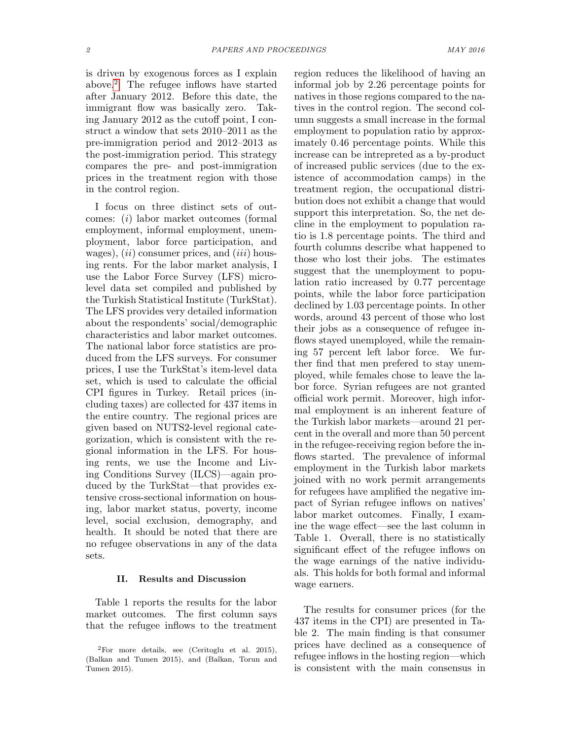is driven by exogenous forces as I explain above.[2] The refugee inflows have started after January 2012. Before this date, the immigrant flow was basically zero. Taking January 2012 as the cutoff point, I construct a window that sets 2010–2011 as the pre-immigration period and 2012–2013 as the post-immigration period. This strategy compares the pre- and post-immigration prices in the treatment region with those in the control region.

I focus on three distinct sets of outcomes: (*i*) labor market outcomes (formal employment, informal employment, unemployment, labor force participation, and wages), (*ii*) consumer prices, and (*iii*) housing rents. For the labor market analysis, I use the Labor Force Survey (LFS) micro-level data set compiled and published by the Turkish Statistical Institute (TurkStat). The LFS provides very detailed information about the respondents' social/demographic characteristics and labor market outcomes. The national labor force statistics are produced from the LFS surveys. For consumer prices, I use the TurkStat's item-level data set, which is used to calculate the official CPI figures in Turkey. Retail prices (including taxes) are collected for 437 items in the entire country. The regional prices are given based on NUTS2-level regional categorization, which is consistent with the regional information in the LFS. For housing rents, we use the Income and Living Conditions Survey (ILCS)—again produced by the TurkStat—that provides extensive cross-sectional information on housing, labor market status, poverty, income level, social exclusion, demography, and health. It should be noted that there are no refugee observations in any of the data sets.

## II. Results and Discussion

Table 1 reports the results for the labor market outcomes. The first column says that the refugee inflows to the treatment region reduces the likelihood of having an informal job by 2.26 percentage points for natives in those regions compared to the natives in the control region. The second column suggests a small increase in the formal employment to population ratio by approximately 0.46 percentage points. While this increase can be intrepreted as a by-product of increased public services (due to the existence of accommodation camps) in the treatment region, the occupational distribution does not exhibit a change that would support this interpretation. So, the net decline in the employment to population ratio is 1.8 percentage points. The third and fourth columns describe what happened to those who lost their jobs. The estimates suggest that the unemployment to population ratio increased by 0.77 percentage points, while the labor force participation declined by 1.03 percentage points. In other words, around 43 percent of those who lost their jobs as a consequence of refugee inflows stayed unemployed, while the remaining 57 percent left labor force. We further find that men prefered to stay unemployed, while females chose to leave the labor force. Syrian refugees are not granted official work permit. Moreover, high informal employment is an inherent feature of the Turkish labor markets—around 21 percent in the overall and more than 50 percent in the refugee-receiving region before the inflows started. The prevalence of informal employment in the Turkish labor markets joined with no work permit arrangements for refugees have amplified the negative impact of Syrian refugee inflows on natives' labor market outcomes. Finally, I examine the wage effect—see the last column in Table 1. Overall, there is no statistically significant effect of the refugee inflows on the wage earnings of the native individuals. This holds for both formal and informal wage earners.

The results for consumer prices (for the 437 items in the CPI) are presented in Table 2. The main finding is that consumer prices have declined as a consequence of refugee inflows in the hosting region—which is consistent with the main consensus in

[2] For more details, see (Ceritoglu et al. 2015), (Balkan and Tumen 2015), and (Balkan, Torun and Tumen 2015).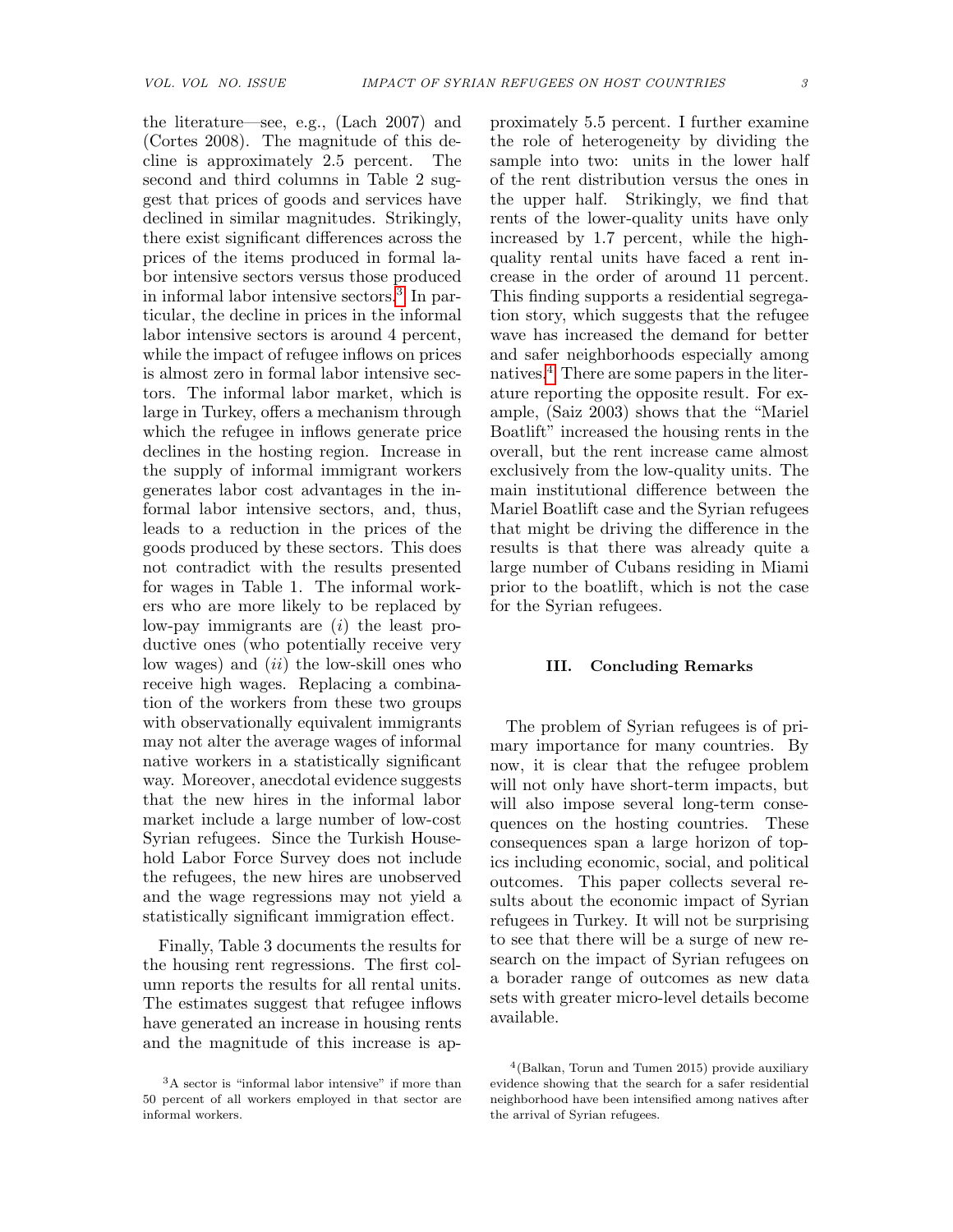the literature—see, e.g., (Lach 2007) and (Cortes 2008). The magnitude of this decline is approximately 2.5 percent. The second and third columns in Table 2 suggest that prices of goods and services have declined in similar magnitudes. Strikingly, there exist significant differences across the prices of the items produced in formal labor intensive sectors versus those produced in informal labor intensive sectors.[3] In particular, the decline in prices in the informal labor intensive sectors is around 4 percent, while the impact of refugee inflows on prices is almost zero in formal labor intensive sectors. The informal labor market, which is large in Turkey, offers a mechanism through which the refugee in inflows generate price declines in the hosting region. Increase in the supply of informal immigrant workers generates labor cost advantages in the informal labor intensive sectors, and, thus, leads to a reduction in the prices of the goods produced by these sectors. This does not contradict with the results presented for wages in Table 1. The informal workers who are more likely to be replaced by low-pay immigrants are (*i*) the least productive ones (who potentially receive very low wages) and (*ii*) the low-skill ones who receive high wages. Replacing a combination of the workers from these two groups with observationally equivalent immigrants may not alter the average wages of informal native workers in a statistically significant way. Moreover, anecdotal evidence suggests that the new hires in the informal labor market include a large number of low-cost Syrian refugees. Since the Turkish Household Labor Force Survey does not include the refugees, the new hires are unobserved and the wage regressions may not yield a statistically significant immigration effect.

Finally, Table 3 documents the results for the housing rent regressions. The first column reports the results for all rental units. The estimates suggest that refugee inflows have generated an increase in housing rents and the magnitude of this increase is approximately 5.5 percent. I further examine the role of heterogeneity by dividing the sample into two: units in the lower half of the rent distribution versus the ones in the upper half. Strikingly, we find that rents of the lower-quality units have only increased by 1.7 percent, while the high-quality rental units have faced a rent increase in the order of around 11 percent. This finding supports a residential segregation story, which suggests that the refugee wave has increased the demand for better and safer neighborhoods especially among natives.[4] There are some papers in the literature reporting the opposite result. For example, (Saiz 2003) shows that the "Mariel Boatlift" increased the housing rents in the overall, but the rent increase came almost exclusively from the low-quality units. The main institutional difference between the Mariel Boatlift case and the Syrian refugees that might be driving the difference in the results is that there was already quite a large number of Cubans residing in Miami prior to the boatlift, which is not the case for the Syrian refugees.

## III. Concluding Remarks

The problem of Syrian refugees is of primary importance for many countries. By now, it is clear that the refugee problem will not only have short-term impacts, but will also impose several long-term consequences on the hosting countries. These consequences span a large horizon of topics including economic, social, and political outcomes. This paper collects several results about the economic impact of Syrian refugees in Turkey. It will not be surprising to see that there will be a surge of new research on the impact of Syrian refugees on a borader range of outcomes as new data sets with greater micro-level details become available.

[3] A sector is "informal labor intensive" if more than 50 percent of all workers employed in that sector are informal workers.

[4] (Balkan, Torun and Tumen 2015) provide auxiliary evidence showing that the search for a safer residential neighborhood have been intensified among natives after the arrival of Syrian refugees.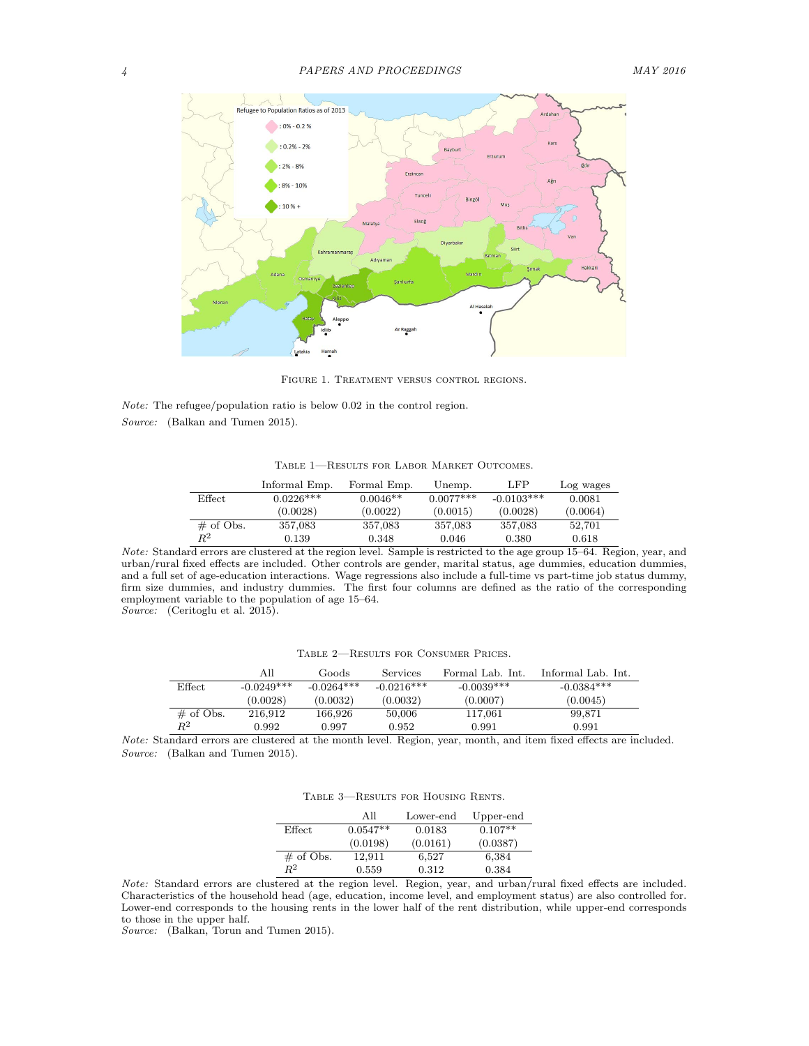Figure 1. Treatment versus control regions.

*Note:* The refugee/population ratio is below 0.02 in the control region.

*Source:* (Balkan and Tumen 2015).

Table 1—Results for Labor Market Outcomes.

| | Informal Emp. | Formal Emp. | Unemp. | LFP | Log wages |
|---|---|---|---|---|---|
| Effect | 0.0226*** | 0.0046** | 0.0077*** | -0.0103*** | 0.0081 |
| | (0.0028) | (0.0022) | (0.0015) | (0.0028) | (0.0064) |
| # of Obs. | 357,083 | 357,083 | 357,083 | 357,083 | 52,701 |
| $R^2$ | 0.139 | 0.348 | 0.046 | 0.380 | 0.618 |

*Note:* Standard errors are clustered at the region level. Sample is restricted to the age group 15–64. Region, year, and urban/rural fixed effects are included. Other controls are gender, marital status, age dummies, education dummies, and a full set of age-education interactions. Wage regressions also include a full-time vs part-time job status dummy, firm size dummies, and industry dummies. The first four columns are defined as the ratio of the corresponding employment variable to the population of age 15–64.
*Source:* (Ceritoglu et al. 2015).

Table 2—Results for Consumer Prices.

| | All | Goods | Services | Formal Lab. Int. | Informal Lab. Int. |
|---|---|---|---|---|---|
| Effect | -0.0249*** | -0.0264*** | -0.0216*** | -0.0039*** | -0.0384*** |
| | (0.0028) | (0.0032) | (0.0032) | (0.0007) | (0.0045) |
| # of Obs. | 216,912 | 166,926 | 50,006 | 117,061 | 99,871 |
| $R^2$ | 0.992 | 0.997 | 0.952 | 0.991 | 0.991 |

*Note:* Standard errors are clustered at the month level. Region, year, month, and item fixed effects are included.
*Source:* (Balkan and Tumen 2015).

Table 3—Results for Housing Rents.

| | All | Lower-end | Upper-end |
|---|---|---|---|
| Effect | 0.0547** | 0.0183 | 0.107** |
| | (0.0198) | (0.0161) | (0.0387) |
| # of Obs. | 12,911 | 6,527 | 6,384 |
| $R^2$ | 0.559 | 0.312 | 0.384 |

*Note:* Standard errors are clustered at the region level. Region, year, and urban/rural fixed effects are included. Characteristics of the household head (age, education, income level, and employment status) are also controlled for. Lower-end corresponds to the housing rents in the lower half of the rent distribution, while upper-end corresponds to those in the upper half.
*Source:* (Balkan, Torun and Tumen 2015).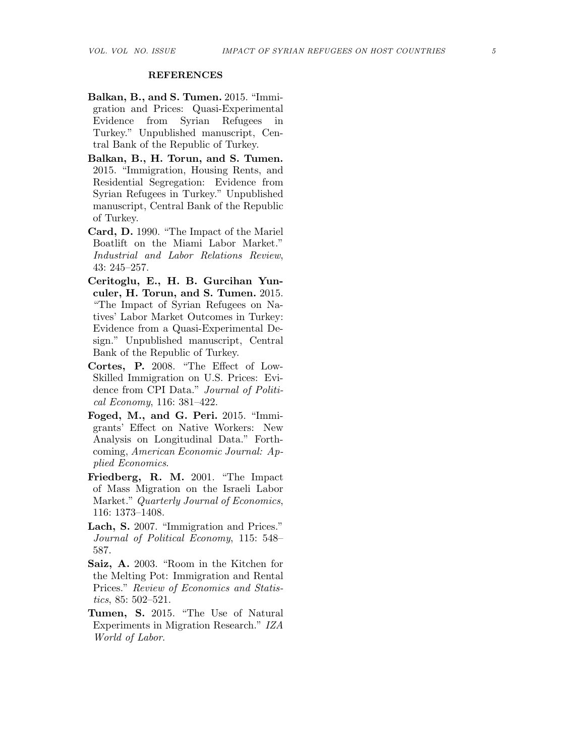## REFERENCES

**Balkan, B., and S. Tumen.** 2015. "Immigration and Prices: Quasi-Experimental Evidence from Syrian Refugees in Turkey." Unpublished manuscript, Central Bank of the Republic of Turkey.

**Balkan, B., H. Torun, and S. Tumen.** 2015. "Immigration, Housing Rents, and Residential Segregation: Evidence from Syrian Refugees in Turkey." Unpublished manuscript, Central Bank of the Republic of Turkey.

**Card, D.** 1990. "The Impact of the Mariel Boatlift on the Miami Labor Market." *Industrial and Labor Relations Review*, 43: 245–257.

**Ceritoglu, E., H. B. Gurcihan Yunculer, H. Torun, and S. Tumen.** 2015. "The Impact of Syrian Refugees on Natives' Labor Market Outcomes in Turkey: Evidence from a Quasi-Experimental Design." Unpublished manuscript, Central Bank of the Republic of Turkey.

**Cortes, P.** 2008. "The Effect of Low-Skilled Immigration on U.S. Prices: Evidence from CPI Data." *Journal of Political Economy*, 116: 381–422.

**Foged, M., and G. Peri.** 2015. "Immigrants' Effect on Native Workers: New Analysis on Longitudinal Data." Forthcoming, *American Economic Journal: Applied Economics*.

**Friedberg, R. M.** 2001. "The Impact of Mass Migration on the Israeli Labor Market." *Quarterly Journal of Economics*, 116: 1373–1408.

**Lach, S.** 2007. "Immigration and Prices." *Journal of Political Economy*, 115: 548–587.

**Saiz, A.** 2003. "Room in the Kitchen for the Melting Pot: Immigration and Rental Prices." *Review of Economics and Statistics*, 85: 502–521.

**Tumen, S.** 2015. "The Use of Natural Experiments in Migration Research." *IZA World of Labor*.